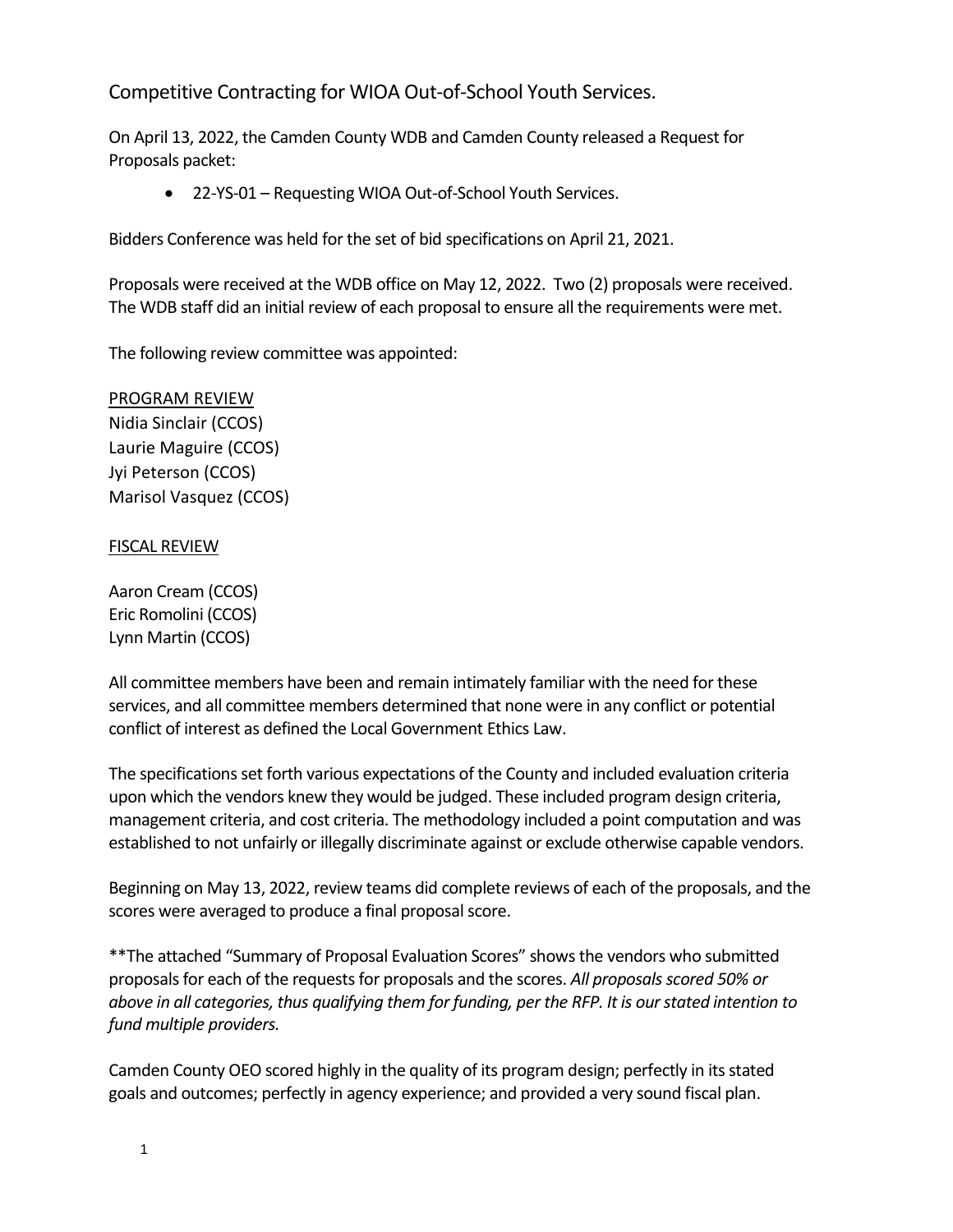# Competitive Contracting for WIOA Out-of-School Youth Services.

On April 13, 2022, the Camden County WDB and Camden County released a Request for Proposals packet:

- 22-YS-01 – Requesting WIOA Out-of-School Youth Services.

Bidders Conference was held for the set of bid specifications on April 21, 2021.

Proposals were received at the WDB office on May 12, 2022. Two (2) proposals were received. The WDB staff did an initial review of each proposal to ensure all the requirements were met.

The following review committee was appointed:

<u>PROGRAM REVIEW</u>
Nidia Sinclair (CCOS)
Laurie Maguire (CCOS)
Jyi Peterson (CCOS)
Marisol Vasquez (CCOS)

<u>FISCAL REVIEW</u>

Aaron Cream (CCOS)
Eric Romolini (CCOS)
Lynn Martin (CCOS)

All committee members have been and remain intimately familiar with the need for these services, and all committee members determined that none were in any conflict or potential conflict of interest as defined the Local Government Ethics Law.

The specifications set forth various expectations of the County and included evaluation criteria upon which the vendors knew they would be judged. These included program design criteria, management criteria, and cost criteria. The methodology included a point computation and was established to not unfairly or illegally discriminate against or exclude otherwise capable vendors.

Beginning on May 13, 2022, review teams did complete reviews of each of the proposals, and the scores were averaged to produce a final proposal score.

**The attached "Summary of Proposal Evaluation Scores" shows the vendors who submitted proposals for each of the requests for proposals and the scores. *All proposals scored 50% or above in all categories, thus qualifying them for funding, per the RFP. It is our stated intention to fund multiple providers.*

Camden County OEO scored highly in the quality of its program design; perfectly in its stated goals and outcomes; perfectly in agency experience; and provided a very sound fiscal plan.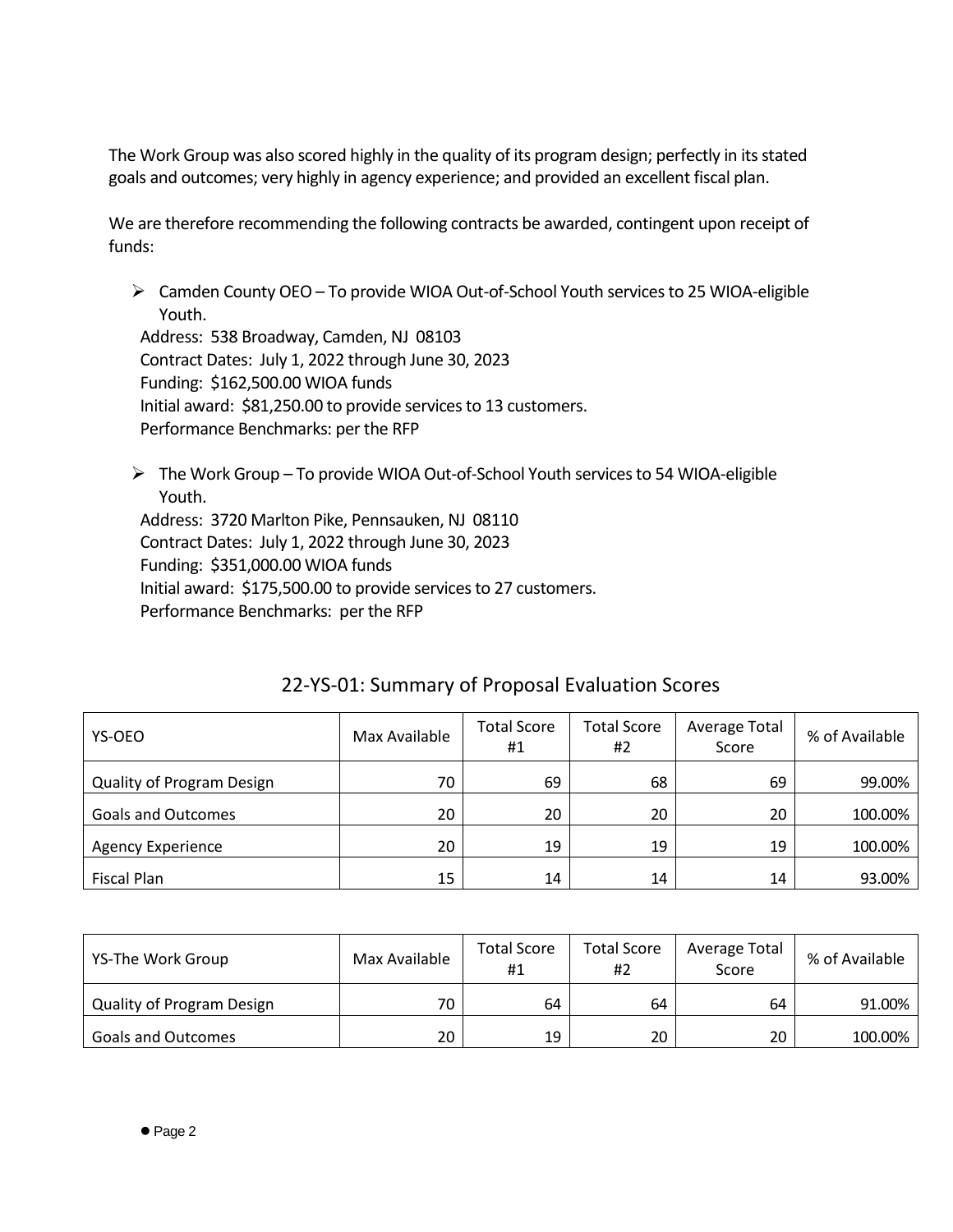The Work Group was also scored highly in the quality of its program design; perfectly in its stated goals and outcomes; very highly in agency experience; and provided an excellent fiscal plan.

We are therefore recommending the following contracts be awarded, contingent upon receipt of funds:

- Camden County OEO – To provide WIOA Out-of-School Youth services to 25 WIOA-eligible Youth.
  Address: 538 Broadway, Camden, NJ 08103
  Contract Dates: July 1, 2022 through June 30, 2023
  Funding: $162,500.00 WIOA funds
  Initial award: $81,250.00 to provide services to 13 customers.
  Performance Benchmarks: per the RFP

- The Work Group – To provide WIOA Out-of-School Youth services to 54 WIOA-eligible Youth.
  Address: 3720 Marlton Pike, Pennsauken, NJ 08110
  Contract Dates: July 1, 2022 through June 30, 2023
  Funding: $351,000.00 WIOA funds
  Initial award: $175,500.00 to provide services to 27 customers.
  Performance Benchmarks: per the RFP

## 22-YS-01: Summary of Proposal Evaluation Scores

| YS-OEO | Max Available | Total Score #1 | Total Score #2 | Average Total Score | % of Available |
|---|---|---|---|---|---|
| Quality of Program Design | 70 | 69 | 68 | 69 | 99.00% |
| Goals and Outcomes | 20 | 20 | 20 | 20 | 100.00% |
| Agency Experience | 20 | 19 | 19 | 19 | 100.00% |
| Fiscal Plan | 15 | 14 | 14 | 14 | 93.00% |

| YS-The Work Group | Max Available | Total Score #1 | Total Score #2 | Average Total Score | % of Available |
|---|---|---|---|---|---|
| Quality of Program Design | 70 | 64 | 64 | 64 | 91.00% |
| Goals and Outcomes | 20 | 19 | 20 | 20 | 100.00% |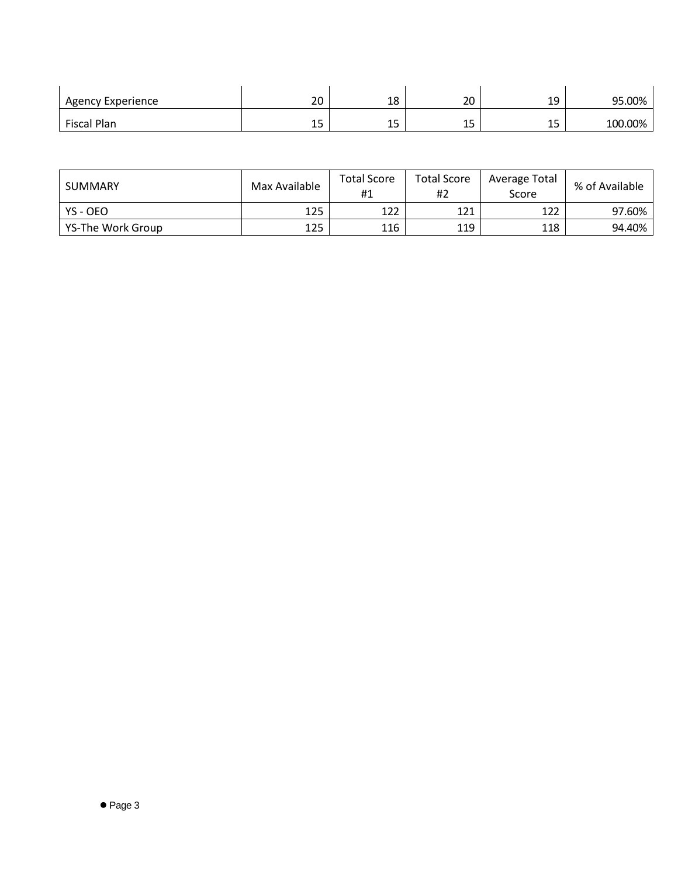| | | | | | |
|---|---|---|---|---|---|
| Agency Experience | 20 | 18 | 20 | 19 | 95.00% |
| Fiscal Plan | 15 | 15 | 15 | 15 | 100.00% |

| SUMMARY | Max Available | Total Score #1 | Total Score #2 | Average Total Score | % of Available |
|---|---|---|---|---|---|
| YS - OEO | 125 | 122 | 121 | 122 | 97.60% |
| YS-The Work Group | 125 | 116 | 119 | 118 | 94.40% |